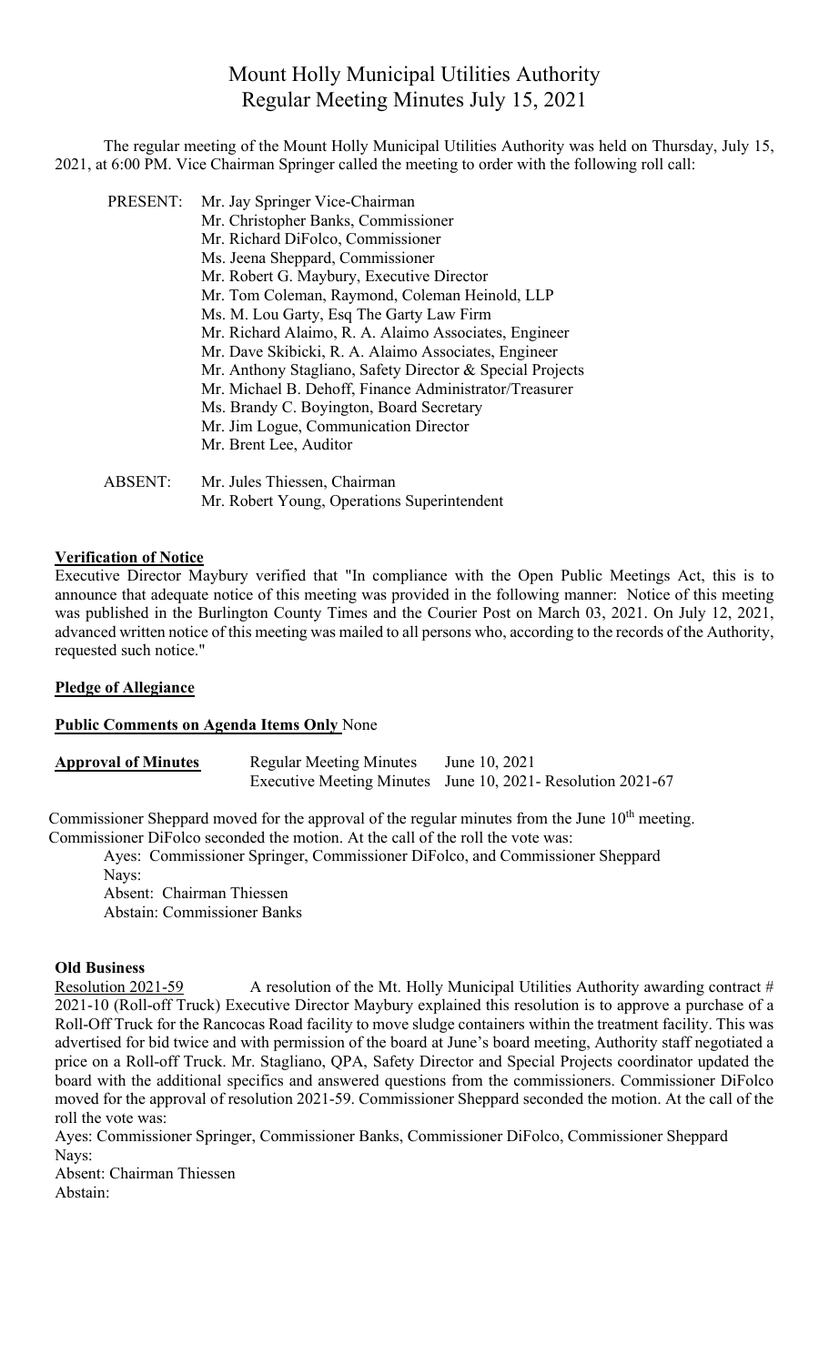# Mount Holly Municipal Utilities Authority
## Regular Meeting Minutes July 15, 2021

The regular meeting of the Mount Holly Municipal Utilities Authority was held on Thursday, July 15, 2021, at 6:00 PM. Vice Chairman Springer called the meeting to order with the following roll call:

PRESENT:
- Mr. Jay Springer Vice-Chairman
- Mr. Christopher Banks, Commissioner
- Mr. Richard DiFolco, Commissioner
- Ms. Jeena Sheppard, Commissioner
- Mr. Robert G. Maybury, Executive Director
- Mr. Tom Coleman, Raymond, Coleman Heinold, LLP
- Ms. M. Lou Garty, Esq The Garty Law Firm
- Mr. Richard Alaimo, R. A. Alaimo Associates, Engineer
- Mr. Dave Skibicki, R. A. Alaimo Associates, Engineer
- Mr. Anthony Stagliano, Safety Director & Special Projects
- Mr. Michael B. Dehoff, Finance Administrator/Treasurer
- Ms. Brandy C. Boyington, Board Secretary
- Mr. Jim Logue, Communication Director
- Mr. Brent Lee, Auditor

ABSENT:
- Mr. Jules Thiessen, Chairman
- Mr. Robert Young, Operations Superintendent

**Verification of Notice**

Executive Director Maybury verified that "In compliance with the Open Public Meetings Act, this is to announce that adequate notice of this meeting was provided in the following manner: Notice of this meeting was published in the Burlington County Times and the Courier Post on March 03, 2021. On July 12, 2021, advanced written notice of this meeting was mailed to all persons who, according to the records of the Authority, requested such notice."

**Pledge of Allegiance**

**Public Comments on Agenda Items Only** None

**Approval of Minutes**
- Regular Meeting Minutes — June 10, 2021
- Executive Meeting Minutes — June 10, 2021- Resolution 2021-67

Commissioner Sheppard moved for the approval of the regular minutes from the June 10th meeting. Commissioner DiFolco seconded the motion. At the call of the roll the vote was:

Ayes: Commissioner Springer, Commissioner DiFolco, and Commissioner Sheppard
Nays:
Absent: Chairman Thiessen
Abstain: Commissioner Banks

**Old Business**

Resolution 2021-59 A resolution of the Mt. Holly Municipal Utilities Authority awarding contract # 2021-10 (Roll-off Truck) Executive Director Maybury explained this resolution is to approve a purchase of a Roll-Off Truck for the Rancocas Road facility to move sludge containers within the treatment facility. This was advertised for bid twice and with permission of the board at June's board meeting, Authority staff negotiated a price on a Roll-off Truck. Mr. Stagliano, QPA, Safety Director and Special Projects coordinator updated the board with the additional specifics and answered questions from the commissioners. Commissioner DiFolco moved for the approval of resolution 2021-59. Commissioner Sheppard seconded the motion. At the call of the roll the vote was:

Ayes: Commissioner Springer, Commissioner Banks, Commissioner DiFolco, Commissioner Sheppard
Nays:
Absent: Chairman Thiessen
Abstain: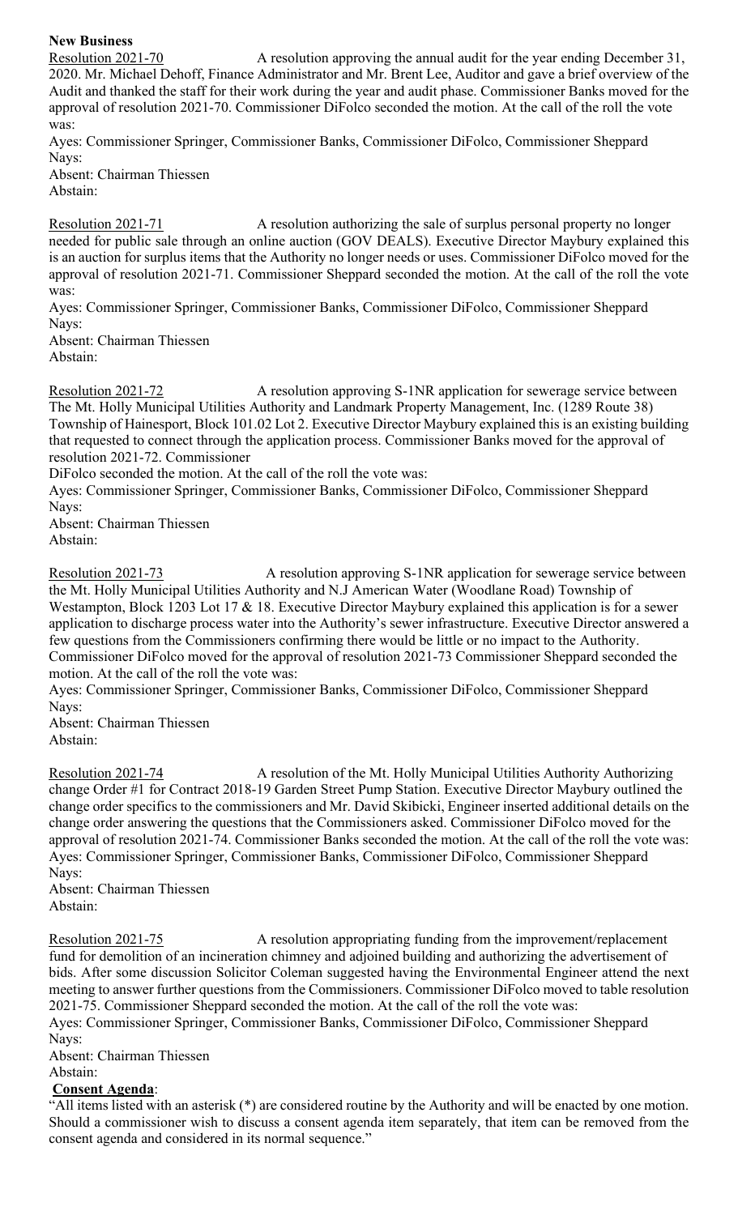**New Business**

Resolution 2021-70 A resolution approving the annual audit for the year ending December 31, 2020. Mr. Michael Dehoff, Finance Administrator and Mr. Brent Lee, Auditor and gave a brief overview of the Audit and thanked the staff for their work during the year and audit phase. Commissioner Banks moved for the approval of resolution 2021-70. Commissioner DiFolco seconded the motion. At the call of the roll the vote was:

Ayes: Commissioner Springer, Commissioner Banks, Commissioner DiFolco, Commissioner Sheppard
Nays:
Absent: Chairman Thiessen
Abstain:

Resolution 2021-71 A resolution authorizing the sale of surplus personal property no longer needed for public sale through an online auction (GOV DEALS). Executive Director Maybury explained this is an auction for surplus items that the Authority no longer needs or uses. Commissioner DiFolco moved for the approval of resolution 2021-71. Commissioner Sheppard seconded the motion. At the call of the roll the vote was:

Ayes: Commissioner Springer, Commissioner Banks, Commissioner DiFolco, Commissioner Sheppard
Nays:
Absent: Chairman Thiessen
Abstain:

Resolution 2021-72 A resolution approving S-1NR application for sewerage service between The Mt. Holly Municipal Utilities Authority and Landmark Property Management, Inc. (1289 Route 38) Township of Hainesport, Block 101.02 Lot 2. Executive Director Maybury explained this is an existing building that requested to connect through the application process. Commissioner Banks moved for the approval of resolution 2021-72. Commissioner
DiFolco seconded the motion. At the call of the roll the vote was:

Ayes: Commissioner Springer, Commissioner Banks, Commissioner DiFolco, Commissioner Sheppard
Nays:
Absent: Chairman Thiessen
Abstain:

Resolution 2021-73 A resolution approving S-1NR application for sewerage service between the Mt. Holly Municipal Utilities Authority and N.J American Water (Woodlane Road) Township of Westampton, Block 1203 Lot 17 & 18. Executive Director Maybury explained this application is for a sewer application to discharge process water into the Authority's sewer infrastructure. Executive Director answered a few questions from the Commissioners confirming there would be little or no impact to the Authority. Commissioner DiFolco moved for the approval of resolution 2021-73 Commissioner Sheppard seconded the motion. At the call of the roll the vote was:

Ayes: Commissioner Springer, Commissioner Banks, Commissioner DiFolco, Commissioner Sheppard
Nays:
Absent: Chairman Thiessen
Abstain:

Resolution 2021-74 A resolution of the Mt. Holly Municipal Utilities Authority Authorizing change Order #1 for Contract 2018-19 Garden Street Pump Station. Executive Director Maybury outlined the change order specifics to the commissioners and Mr. David Skibicki, Engineer inserted additional details on the change order answering the questions that the Commissioners asked. Commissioner DiFolco moved for the approval of resolution 2021-74. Commissioner Banks seconded the motion. At the call of the roll the vote was:

Ayes: Commissioner Springer, Commissioner Banks, Commissioner DiFolco, Commissioner Sheppard
Nays:
Absent: Chairman Thiessen
Abstain:

Resolution 2021-75 A resolution appropriating funding from the improvement/replacement fund for demolition of an incineration chimney and adjoined building and authorizing the advertisement of bids. After some discussion Solicitor Coleman suggested having the Environmental Engineer attend the next meeting to answer further questions from the Commissioners. Commissioner DiFolco moved to table resolution 2021-75. Commissioner Sheppard seconded the motion. At the call of the roll the vote was:

Ayes: Commissioner Springer, Commissioner Banks, Commissioner DiFolco, Commissioner Sheppard
Nays:
Absent: Chairman Thiessen
Abstain:

**Consent Agenda**:

"All items listed with an asterisk (*) are considered routine by the Authority and will be enacted by one motion. Should a commissioner wish to discuss a consent agenda item separately, that item can be removed from the consent agenda and considered in its normal sequence."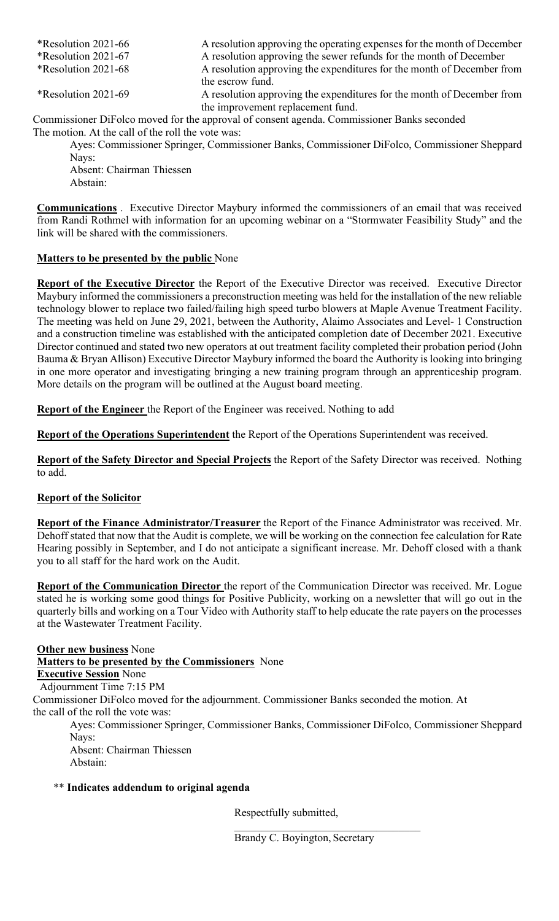| | |
|---|---|
| *Resolution 2021-66 | A resolution approving the operating expenses for the month of December |
| *Resolution 2021-67 | A resolution approving the sewer refunds for the month of December |
| *Resolution 2021-68 | A resolution approving the expenditures for the month of December from the escrow fund. |
| *Resolution 2021-69 | A resolution approving the expenditures for the month of December from the improvement replacement fund. |

Commissioner DiFolco moved for the approval of consent agenda. Commissioner Banks seconded The motion. At the call of the roll the vote was:

Ayes: Commissioner Springer, Commissioner Banks, Commissioner DiFolco, Commissioner Sheppard
Nays:
Absent: Chairman Thiessen
Abstain:

**Communications** . Executive Director Maybury informed the commissioners of an email that was received from Randi Rothmel with information for an upcoming webinar on a "Stormwater Feasibility Study" and the link will be shared with the commissioners.

**Matters to be presented by the public** None

**Report of the Executive Director** the Report of the Executive Director was received. Executive Director Maybury informed the commissioners a preconstruction meeting was held for the installation of the new reliable technology blower to replace two failed/failing high speed turbo blowers at Maple Avenue Treatment Facility. The meeting was held on June 29, 2021, between the Authority, Alaimo Associates and Level- 1 Construction and a construction timeline was established with the anticipated completion date of December 2021. Executive Director continued and stated two new operators at out treatment facility completed their probation period (John Bauma & Bryan Allison) Executive Director Maybury informed the board the Authority is looking into bringing in one more operator and investigating bringing a new training program through an apprenticeship program. More details on the program will be outlined at the August board meeting.

**Report of the Engineer** the Report of the Engineer was received. Nothing to add

**Report of the Operations Superintendent** the Report of the Operations Superintendent was received.

**Report of the Safety Director and Special Projects** the Report of the Safety Director was received. Nothing to add.

**Report of the Solicitor**

**Report of the Finance Administrator/Treasurer** the Report of the Finance Administrator was received. Mr. Dehoff stated that now that the Audit is complete, we will be working on the connection fee calculation for Rate Hearing possibly in September, and I do not anticipate a significant increase. Mr. Dehoff closed with a thank you to all staff for the hard work on the Audit.

**Report of the Communication Director** the report of the Communication Director was received. Mr. Logue stated he is working some good things for Positive Publicity, working on a newsletter that will go out in the quarterly bills and working on a Tour Video with Authority staff to help educate the rate payers on the processes at the Wastewater Treatment Facility.

**Other new business** None
**Matters to be presented by the Commissioners** None
**Executive Session** None
Adjournment Time 7:15 PM
Commissioner DiFolco moved for the adjournment. Commissioner Banks seconded the motion. At the call of the roll the vote was:

Ayes: Commissioner Springer, Commissioner Banks, Commissioner DiFolco, Commissioner Sheppard
Nays:
Absent: Chairman Thiessen
Abstain:

** **Indicates addendum to original agenda**

Respectfully submitted,

Brandy C. Boyington, Secretary